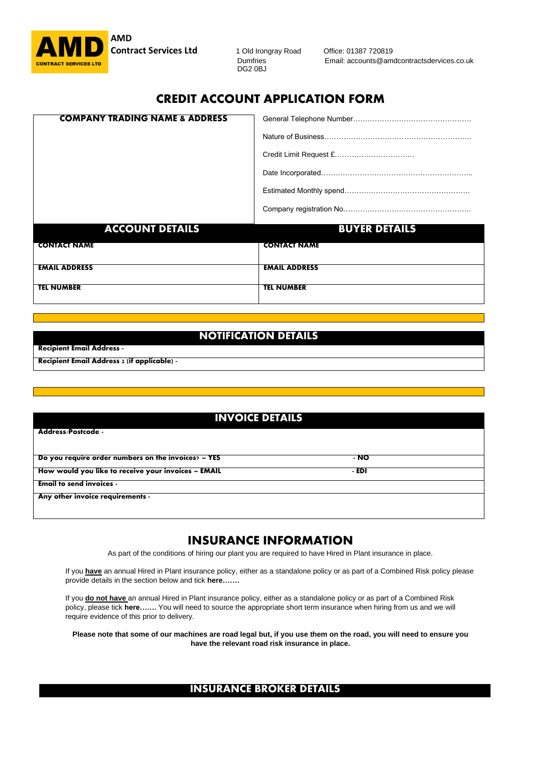**AMD**
**Contract Services Ltd**

1 Old Irongray Road
Dumfries
DG2 0BJ

Office: 01387 720819
Email: accounts@amdcontractsdervices.co.uk

# CREDIT ACCOUNT APPLICATION FORM

| **COMPANY TRADING NAME & ADDRESS** | General Telephone Number…………………………………………. |
|---|---|
| | Nature of Business……………………………………………………. |
| | Credit Limit Request £…………………………… |
| | Date Incorporated……………………………………………………... |
| | Estimated Monthly spend……………………………………………. |
| | Company registration No…………………………………………….. |

| **ACCOUNT DETAILS** | **BUYER DETAILS** |
|---|---|
| **CONTACT NAME** | **CONTACT NAME** |
| **EMAIL ADDRESS** | **EMAIL ADDRESS** |
| **TEL NUMBER** | **TEL NUMBER** |

## NOTIFICATION DETAILS

| |
|---|
| **Recipient Email Address -** |
| **Recipient Email Address 2 (if applicable) -** |

## INVOICE DETAILS

| | |
|---|---|
| **Address/Postcode -** | |
| **Do you require order numbers on the invoices? – YES** | **- NO** |
| **How would you like to receive your invoices – EMAIL** | **- EDI** |
| **Email to send invoices -** | |
| **Any other invoice requirements -** | |

## INSURANCE INFORMATION

As part of the conditions of hiring our plant you are required to have Hired in Plant insurance in place.

If you **have** an annual Hired in Plant insurance policy, either as a standalone policy or as part of a Combined Risk policy please provide details in the section below and tick **here…….**

If you **do not have** an annual Hired in Plant insurance policy, either as a standalone policy or as part of a Combined Risk policy, please tick **here…….** You will need to source the appropriate short term insurance when hiring from us and we will require evidence of this prior to delivery.

**Please note that some of our machines are road legal but, if you use them on the road, you will need to ensure you have the relevant road risk insurance in place.**

## INSURANCE BROKER DETAILS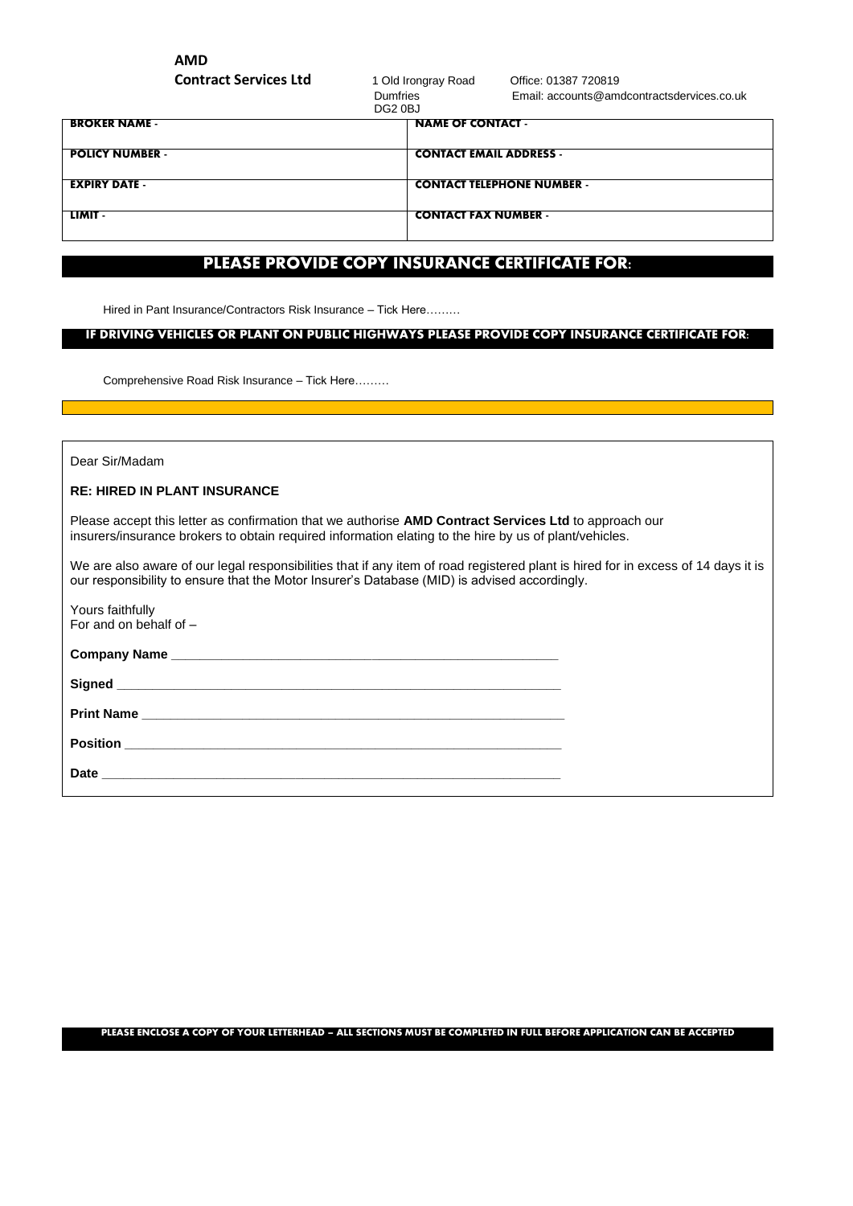**AMD**
**Contract Services Ltd**

1 Old Irongray Road
Dumfries
DG2 0BJ

Office: 01387 720819
Email: accounts@amdcontractsdervices.co.uk

| | |
|---|---|
| **BROKER NAME -** | **NAME OF CONTACT -** |
| **POLICY NUMBER -** | **CONTACT EMAIL ADDRESS -** |
| **EXPIRY DATE -** | **CONTACT TELEPHONE NUMBER -** |
| **LIMIT -** | **CONTACT FAX NUMBER -** |

## PLEASE PROVIDE COPY INSURANCE CERTIFICATE FOR:

Hired in Pant Insurance/Contractors Risk Insurance – Tick Here………

**IF DRIVING VEHICLES OR PLANT ON PUBLIC HIGHWAYS PLEASE PROVIDE COPY INSURANCE CERTIFICATE FOR:**

Comprehensive Road Risk Insurance – Tick Here………

Dear Sir/Madam

**RE: HIRED IN PLANT INSURANCE**

Please accept this letter as confirmation that we authorise **AMD Contract Services Ltd** to approach our insurers/insurance brokers to obtain required information elating to the hire by us of plant/vehicles.

We are also aware of our legal responsibilities that if any item of road registered plant is hired for in excess of 14 days it is our responsibility to ensure that the Motor Insurer's Database (MID) is advised accordingly.

Yours faithfully
For and on behalf of –

**Company Name** ____________________________________________________

**Signed** ____________________________________________________

**Print Name** ____________________________________________________

**Position** ____________________________________________________

**Date** ____________________________________________________

**PLEASE ENCLOSE A COPY OF YOUR LETTERHEAD – ALL SECTIONS MUST BE COMPLETED IN FULL BEFORE APPLICATION CAN BE ACCEPTED**